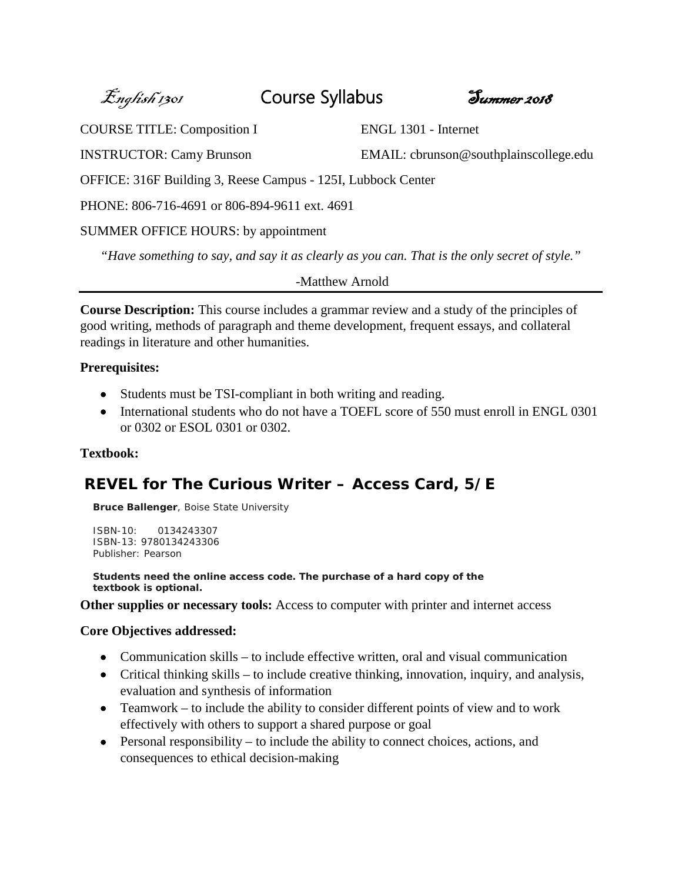English 1301 **Course Syllabus** Summer 2018

COURSE TITLE: Composition I ENGL 1301 - Internet

INSTRUCTOR: Camy Brunson EMAIL: cbrunson@southplainscollege.edu

OFFICE: 316F Building 3, Reese Campus - 125I, Lubbock Center

PHONE: 806-716-4691 or 806-894-9611 ext. 4691

SUMMER OFFICE HOURS: by appointment

*"Have something to say, and say it as clearly as you can. That is the only secret of style."*

-Matthew Arnold

---

**Course Description:** This course includes a grammar review and a study of the principles of good writing, methods of paragraph and theme development, frequent essays, and collateral readings in literature and other humanities.

**Prerequisites:**

- Students must be TSI-compliant in both writing and reading.
- International students who do not have a TOEFL score of 550 must enroll in ENGL 0301 or 0302 or ESOL 0301 or 0302.

**Textbook:**

## REVEL for The Curious Writer – Access Card, 5/E

**Bruce Ballenger**, Boise State University

ISBN-10: 0134243307
ISBN-13: 9780134243306
Publisher: Pearson

**Students need the online access code. The purchase of a hard copy of the textbook is optional.**

**Other supplies or necessary tools:** Access to computer with printer and internet access

**Core Objectives addressed:**

- Communication skills – to include effective written, oral and visual communication
- Critical thinking skills – to include creative thinking, innovation, inquiry, and analysis, evaluation and synthesis of information
- Teamwork – to include the ability to consider different points of view and to work effectively with others to support a shared purpose or goal
- Personal responsibility – to include the ability to connect choices, actions, and consequences to ethical decision-making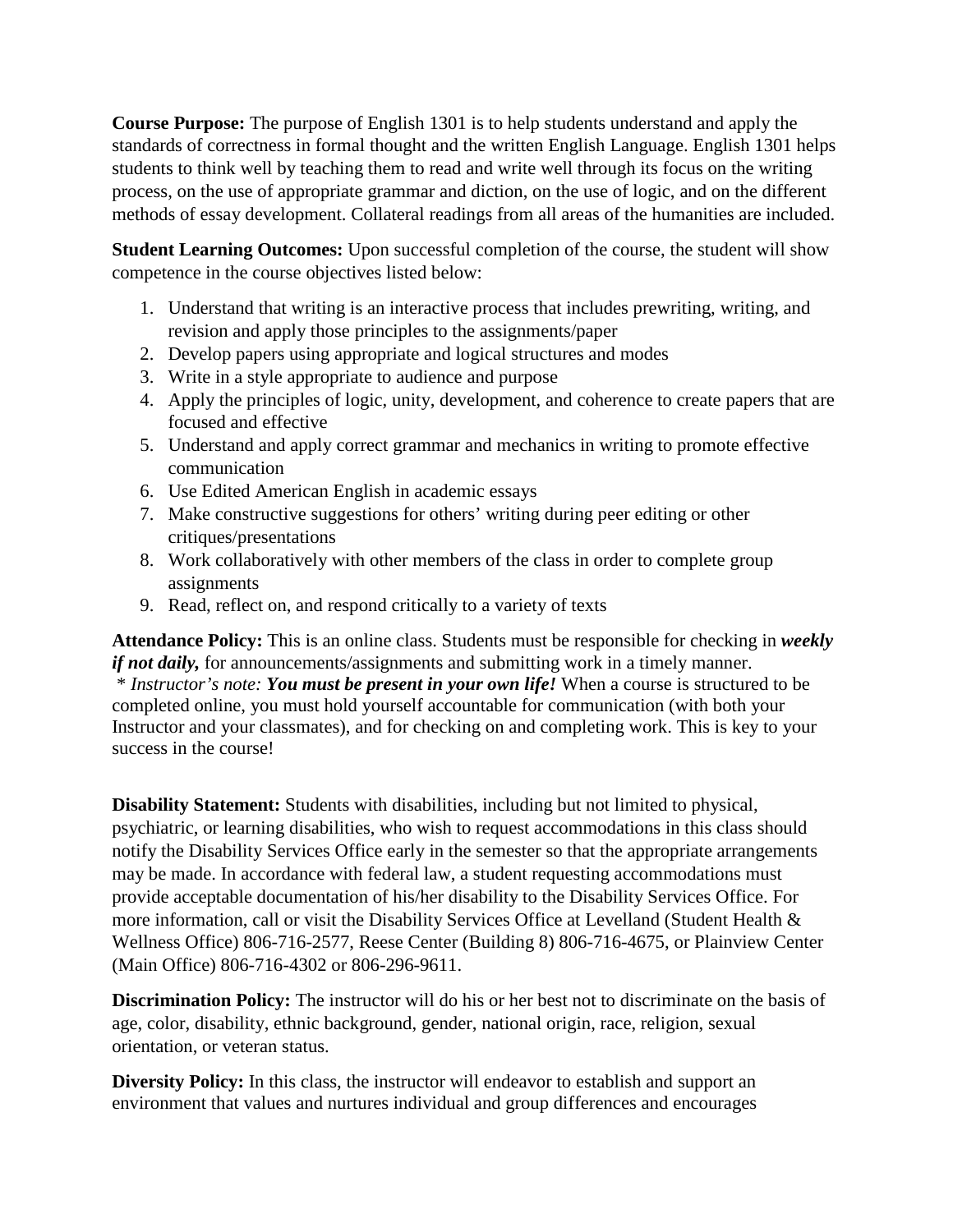**Course Purpose:** The purpose of English 1301 is to help students understand and apply the standards of correctness in formal thought and the written English Language. English 1301 helps students to think well by teaching them to read and write well through its focus on the writing process, on the use of appropriate grammar and diction, on the use of logic, and on the different methods of essay development. Collateral readings from all areas of the humanities are included.

**Student Learning Outcomes:** Upon successful completion of the course, the student will show competence in the course objectives listed below:

1. Understand that writing is an interactive process that includes prewriting, writing, and revision and apply those principles to the assignments/paper
2. Develop papers using appropriate and logical structures and modes
3. Write in a style appropriate to audience and purpose
4. Apply the principles of logic, unity, development, and coherence to create papers that are focused and effective
5. Understand and apply correct grammar and mechanics in writing to promote effective communication
6. Use Edited American English in academic essays
7. Make constructive suggestions for others' writing during peer editing or other critiques/presentations
8. Work collaboratively with other members of the class in order to complete group assignments
9. Read, reflect on, and respond critically to a variety of texts

**Attendance Policy:** This is an online class. Students must be responsible for checking in ***weekly if not daily,*** for announcements/assignments and submitting work in a timely manner.
*\* Instructor's note:* ***You must be present in your own life!*** When a course is structured to be completed online, you must hold yourself accountable for communication (with both your Instructor and your classmates), and for checking on and completing work. This is key to your success in the course!

**Disability Statement:** Students with disabilities, including but not limited to physical, psychiatric, or learning disabilities, who wish to request accommodations in this class should notify the Disability Services Office early in the semester so that the appropriate arrangements may be made. In accordance with federal law, a student requesting accommodations must provide acceptable documentation of his/her disability to the Disability Services Office. For more information, call or visit the Disability Services Office at Levelland (Student Health & Wellness Office) 806-716-2577, Reese Center (Building 8) 806-716-4675, or Plainview Center (Main Office) 806-716-4302 or 806-296-9611.

**Discrimination Policy:** The instructor will do his or her best not to discriminate on the basis of age, color, disability, ethnic background, gender, national origin, race, religion, sexual orientation, or veteran status.

**Diversity Policy:** In this class, the instructor will endeavor to establish and support an environment that values and nurtures individual and group differences and encourages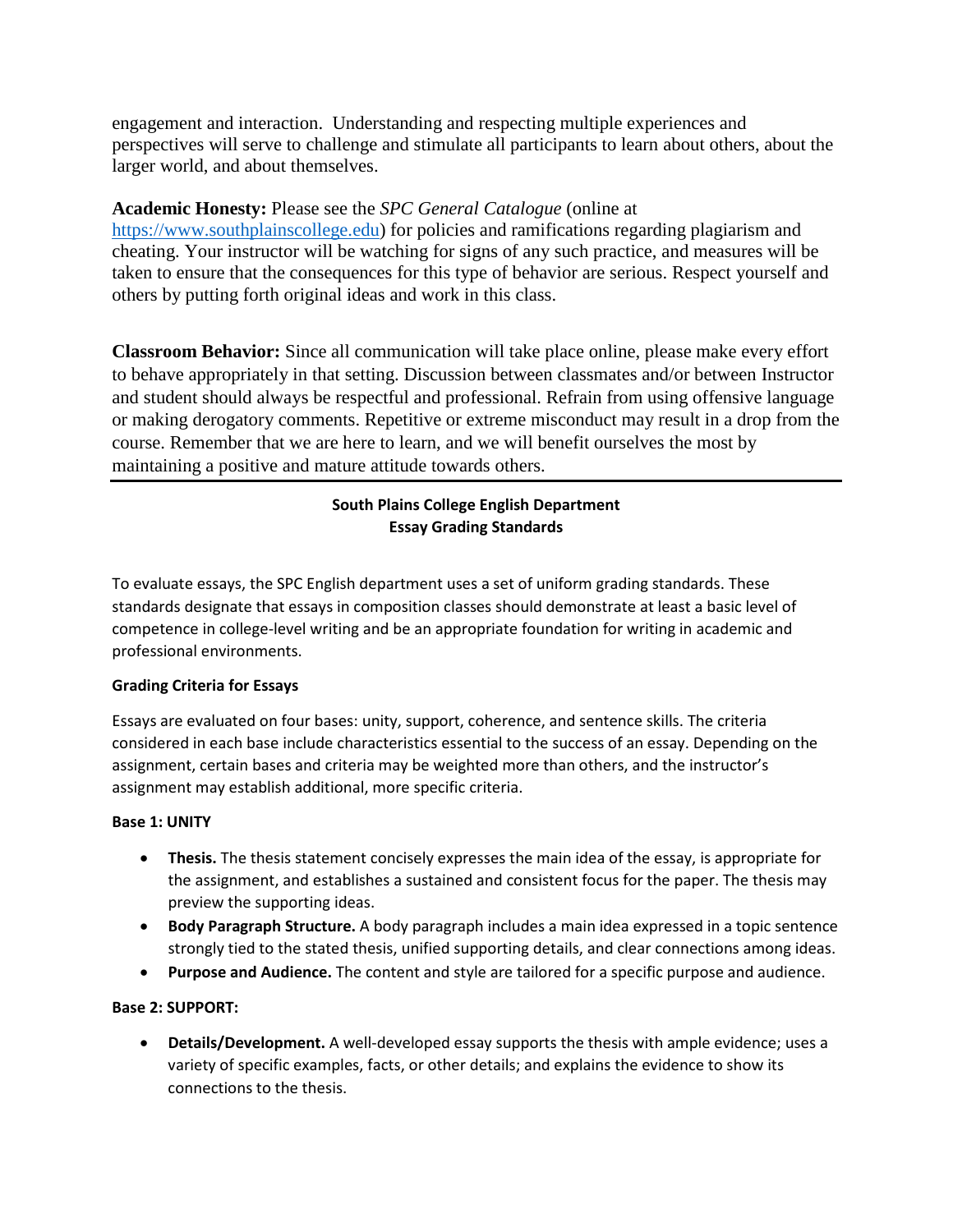engagement and interaction. Understanding and respecting multiple experiences and perspectives will serve to challenge and stimulate all participants to learn about others, about the larger world, and about themselves.

**Academic Honesty:** Please see the *SPC General Catalogue* (online at https://www.southplainscollege.edu) for policies and ramifications regarding plagiarism and cheating. Your instructor will be watching for signs of any such practice, and measures will be taken to ensure that the consequences for this type of behavior are serious. Respect yourself and others by putting forth original ideas and work in this class.

**Classroom Behavior:** Since all communication will take place online, please make every effort to behave appropriately in that setting. Discussion between classmates and/or between Instructor and student should always be respectful and professional. Refrain from using offensive language or making derogatory comments. Repetitive or extreme misconduct may result in a drop from the course. Remember that we are here to learn, and we will benefit ourselves the most by maintaining a positive and mature attitude towards others.

---

## South Plains College English Department
## Essay Grading Standards

To evaluate essays, the SPC English department uses a set of uniform grading standards. These standards designate that essays in composition classes should demonstrate at least a basic level of competence in college-level writing and be an appropriate foundation for writing in academic and professional environments.

### Grading Criteria for Essays

Essays are evaluated on four bases: unity, support, coherence, and sentence skills. The criteria considered in each base include characteristics essential to the success of an essay. Depending on the assignment, certain bases and criteria may be weighted more than others, and the instructor's assignment may establish additional, more specific criteria.

**Base 1: UNITY**

- **Thesis.** The thesis statement concisely expresses the main idea of the essay, is appropriate for the assignment, and establishes a sustained and consistent focus for the paper. The thesis may preview the supporting ideas.
- **Body Paragraph Structure.** A body paragraph includes a main idea expressed in a topic sentence strongly tied to the stated thesis, unified supporting details, and clear connections among ideas.
- **Purpose and Audience.** The content and style are tailored for a specific purpose and audience.

**Base 2: SUPPORT:**

- **Details/Development.** A well-developed essay supports the thesis with ample evidence; uses a variety of specific examples, facts, or other details; and explains the evidence to show its connections to the thesis.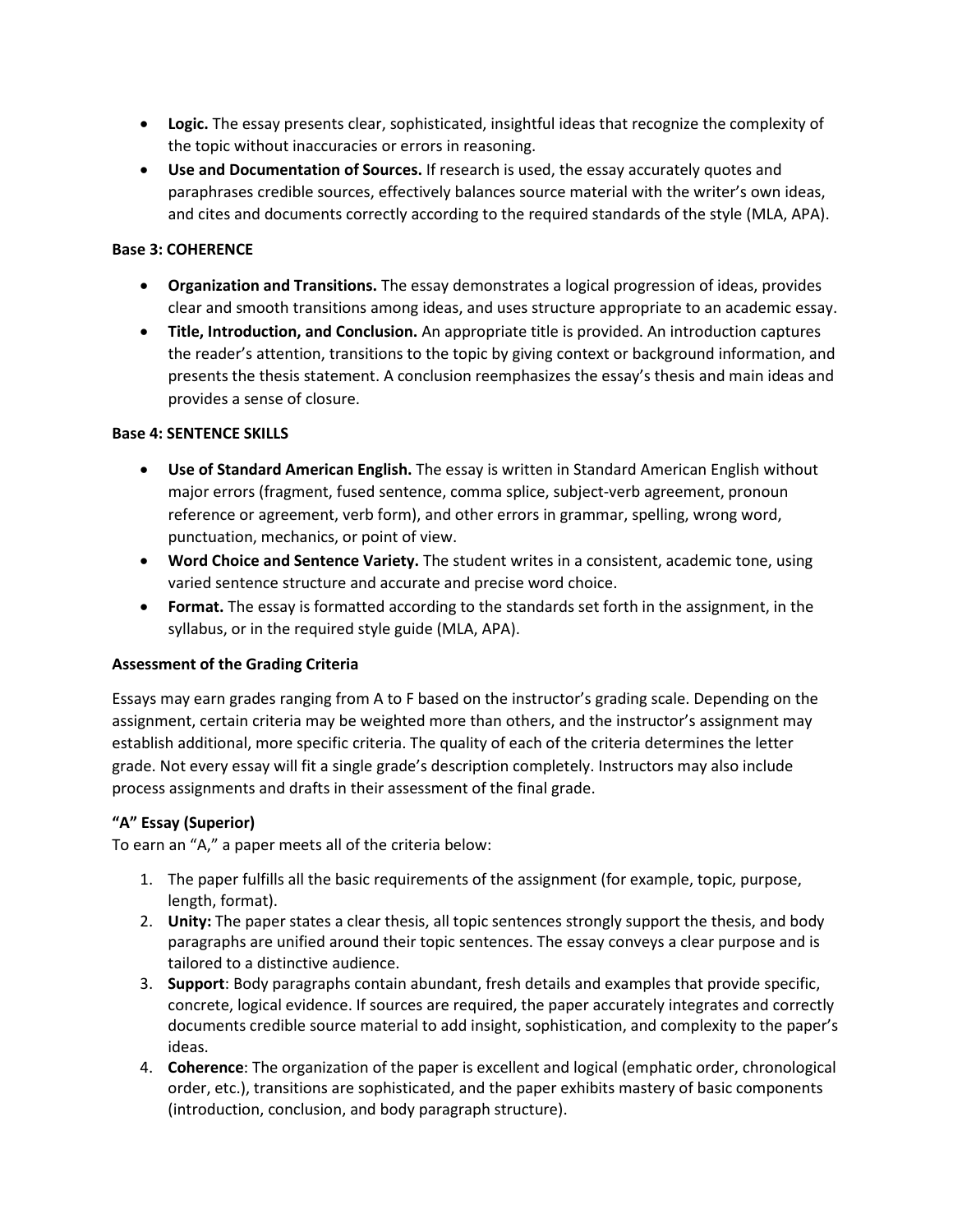- **Logic.** The essay presents clear, sophisticated, insightful ideas that recognize the complexity of the topic without inaccuracies or errors in reasoning.
- **Use and Documentation of Sources.** If research is used, the essay accurately quotes and paraphrases credible sources, effectively balances source material with the writer's own ideas, and cites and documents correctly according to the required standards of the style (MLA, APA).

**Base 3: COHERENCE**

- **Organization and Transitions.** The essay demonstrates a logical progression of ideas, provides clear and smooth transitions among ideas, and uses structure appropriate to an academic essay.
- **Title, Introduction, and Conclusion.** An appropriate title is provided. An introduction captures the reader's attention, transitions to the topic by giving context or background information, and presents the thesis statement. A conclusion reemphasizes the essay's thesis and main ideas and provides a sense of closure.

**Base 4: SENTENCE SKILLS**

- **Use of Standard American English.** The essay is written in Standard American English without major errors (fragment, fused sentence, comma splice, subject-verb agreement, pronoun reference or agreement, verb form), and other errors in grammar, spelling, wrong word, punctuation, mechanics, or point of view.
- **Word Choice and Sentence Variety.** The student writes in a consistent, academic tone, using varied sentence structure and accurate and precise word choice.
- **Format.** The essay is formatted according to the standards set forth in the assignment, in the syllabus, or in the required style guide (MLA, APA).

**Assessment of the Grading Criteria**

Essays may earn grades ranging from A to F based on the instructor's grading scale. Depending on the assignment, certain criteria may be weighted more than others, and the instructor's assignment may establish additional, more specific criteria. The quality of each of the criteria determines the letter grade. Not every essay will fit a single grade's description completely. Instructors may also include process assignments and drafts in their assessment of the final grade.

**"A" Essay (Superior)**

To earn an "A," a paper meets all of the criteria below:

1. The paper fulfills all the basic requirements of the assignment (for example, topic, purpose, length, format).
2. **Unity:** The paper states a clear thesis, all topic sentences strongly support the thesis, and body paragraphs are unified around their topic sentences. The essay conveys a clear purpose and is tailored to a distinctive audience.
3. **Support**: Body paragraphs contain abundant, fresh details and examples that provide specific, concrete, logical evidence. If sources are required, the paper accurately integrates and correctly documents credible source material to add insight, sophistication, and complexity to the paper's ideas.
4. **Coherence**: The organization of the paper is excellent and logical (emphatic order, chronological order, etc.), transitions are sophisticated, and the paper exhibits mastery of basic components (introduction, conclusion, and body paragraph structure).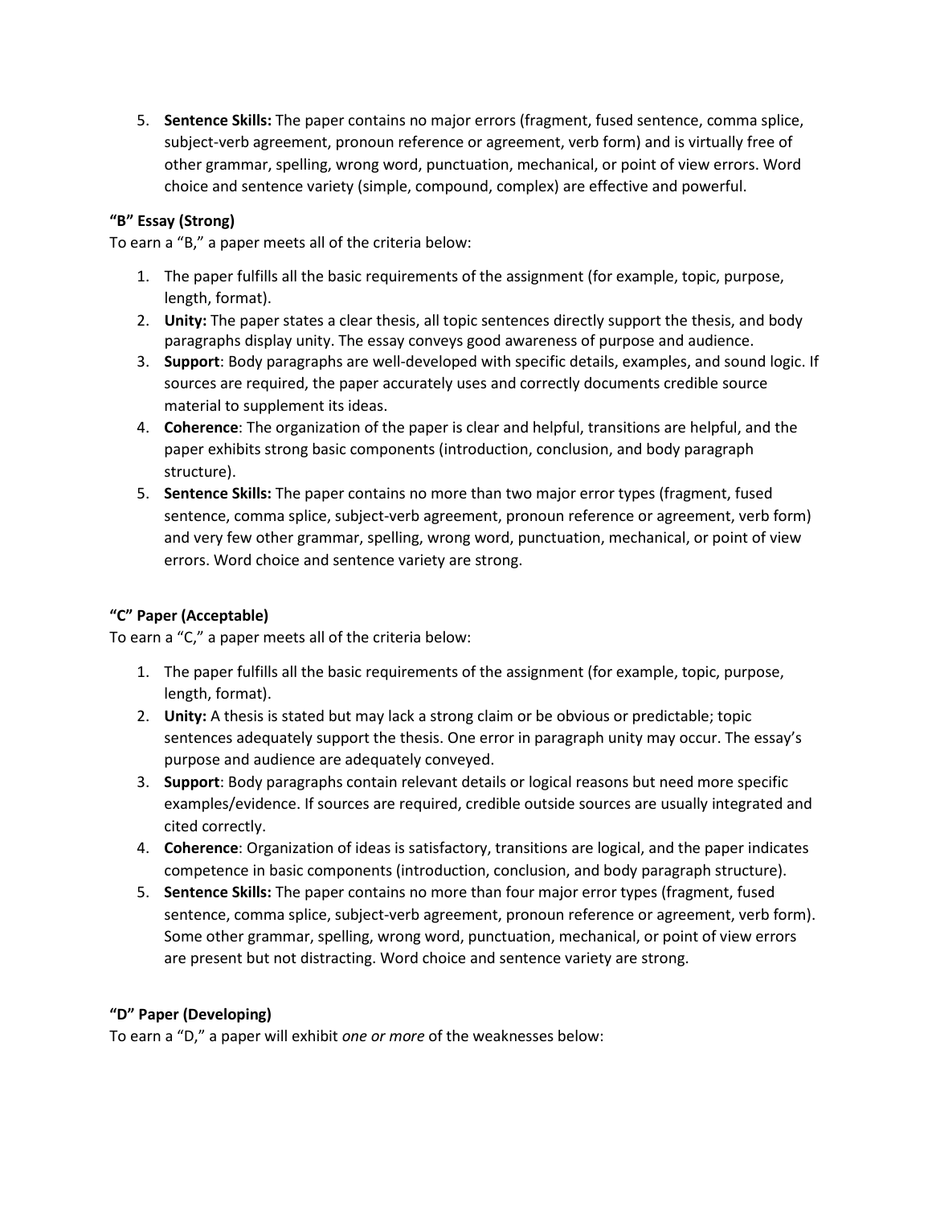5. **Sentence Skills:** The paper contains no major errors (fragment, fused sentence, comma splice, subject-verb agreement, pronoun reference or agreement, verb form) and is virtually free of other grammar, spelling, wrong word, punctuation, mechanical, or point of view errors. Word choice and sentence variety (simple, compound, complex) are effective and powerful.

**"B" Essay (Strong)**

To earn a "B," a paper meets all of the criteria below:

1. The paper fulfills all the basic requirements of the assignment (for example, topic, purpose, length, format).
2. **Unity:** The paper states a clear thesis, all topic sentences directly support the thesis, and body paragraphs display unity. The essay conveys good awareness of purpose and audience.
3. **Support**: Body paragraphs are well-developed with specific details, examples, and sound logic. If sources are required, the paper accurately uses and correctly documents credible source material to supplement its ideas.
4. **Coherence**: The organization of the paper is clear and helpful, transitions are helpful, and the paper exhibits strong basic components (introduction, conclusion, and body paragraph structure).
5. **Sentence Skills:** The paper contains no more than two major error types (fragment, fused sentence, comma splice, subject-verb agreement, pronoun reference or agreement, verb form) and very few other grammar, spelling, wrong word, punctuation, mechanical, or point of view errors. Word choice and sentence variety are strong.

**"C" Paper (Acceptable)**

To earn a "C," a paper meets all of the criteria below:

1. The paper fulfills all the basic requirements of the assignment (for example, topic, purpose, length, format).
2. **Unity:** A thesis is stated but may lack a strong claim or be obvious or predictable; topic sentences adequately support the thesis. One error in paragraph unity may occur. The essay's purpose and audience are adequately conveyed.
3. **Support**: Body paragraphs contain relevant details or logical reasons but need more specific examples/evidence. If sources are required, credible outside sources are usually integrated and cited correctly.
4. **Coherence**: Organization of ideas is satisfactory, transitions are logical, and the paper indicates competence in basic components (introduction, conclusion, and body paragraph structure).
5. **Sentence Skills:** The paper contains no more than four major error types (fragment, fused sentence, comma splice, subject-verb agreement, pronoun reference or agreement, verb form). Some other grammar, spelling, wrong word, punctuation, mechanical, or point of view errors are present but not distracting. Word choice and sentence variety are strong.

**"D" Paper (Developing)**

To earn a "D," a paper will exhibit *one or more* of the weaknesses below: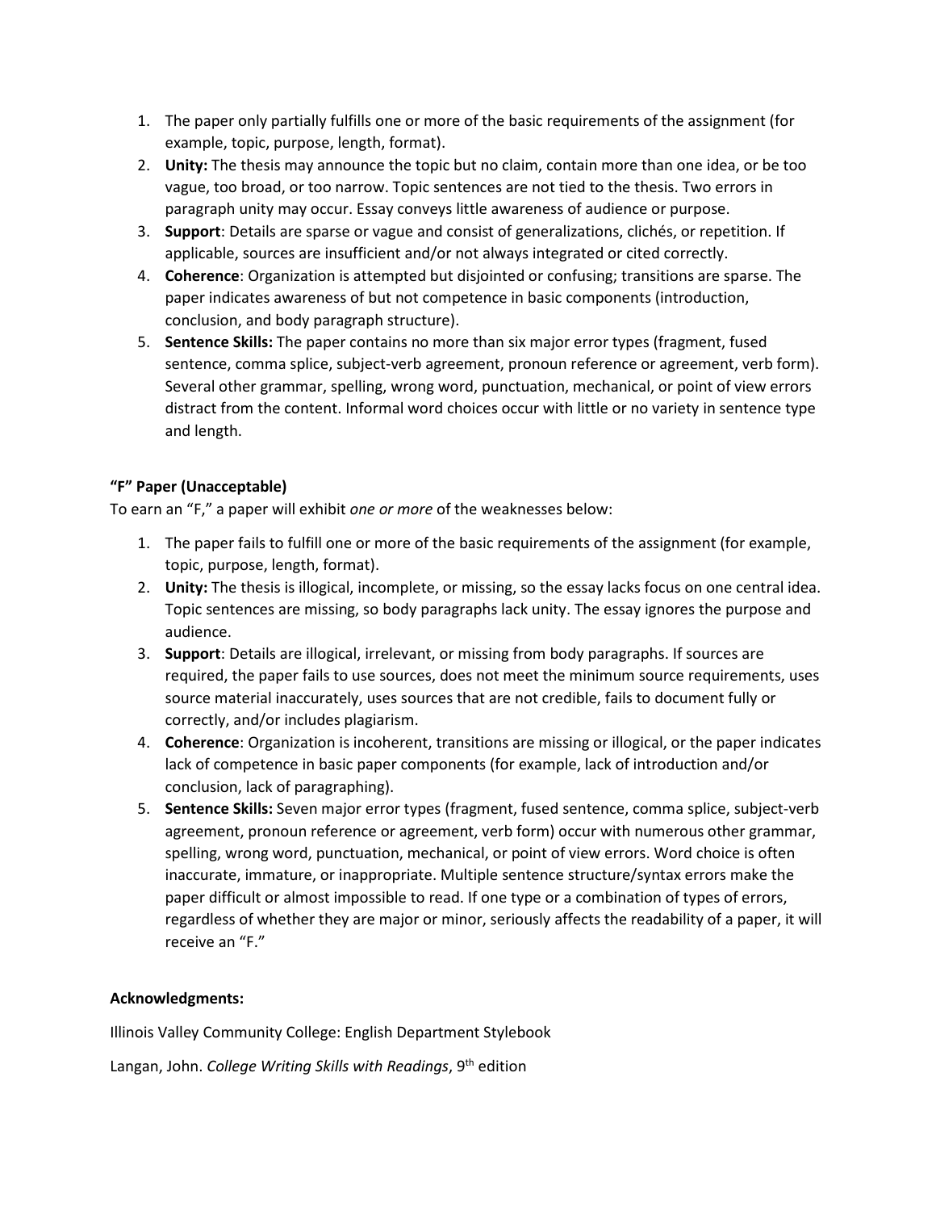1. The paper only partially fulfills one or more of the basic requirements of the assignment (for example, topic, purpose, length, format).
2. **Unity:** The thesis may announce the topic but no claim, contain more than one idea, or be too vague, too broad, or too narrow. Topic sentences are not tied to the thesis. Two errors in paragraph unity may occur. Essay conveys little awareness of audience or purpose.
3. **Support**: Details are sparse or vague and consist of generalizations, clichés, or repetition. If applicable, sources are insufficient and/or not always integrated or cited correctly.
4. **Coherence**: Organization is attempted but disjointed or confusing; transitions are sparse. The paper indicates awareness of but not competence in basic components (introduction, conclusion, and body paragraph structure).
5. **Sentence Skills:** The paper contains no more than six major error types (fragment, fused sentence, comma splice, subject-verb agreement, pronoun reference or agreement, verb form). Several other grammar, spelling, wrong word, punctuation, mechanical, or point of view errors distract from the content. Informal word choices occur with little or no variety in sentence type and length.

**"F" Paper (Unacceptable)**

To earn an "F," a paper will exhibit *one or more* of the weaknesses below:

1. The paper fails to fulfill one or more of the basic requirements of the assignment (for example, topic, purpose, length, format).
2. **Unity:** The thesis is illogical, incomplete, or missing, so the essay lacks focus on one central idea. Topic sentences are missing, so body paragraphs lack unity. The essay ignores the purpose and audience.
3. **Support**: Details are illogical, irrelevant, or missing from body paragraphs. If sources are required, the paper fails to use sources, does not meet the minimum source requirements, uses source material inaccurately, uses sources that are not credible, fails to document fully or correctly, and/or includes plagiarism.
4. **Coherence**: Organization is incoherent, transitions are missing or illogical, or the paper indicates lack of competence in basic paper components (for example, lack of introduction and/or conclusion, lack of paragraphing).
5. **Sentence Skills:** Seven major error types (fragment, fused sentence, comma splice, subject-verb agreement, pronoun reference or agreement, verb form) occur with numerous other grammar, spelling, wrong word, punctuation, mechanical, or point of view errors. Word choice is often inaccurate, immature, or inappropriate. Multiple sentence structure/syntax errors make the paper difficult or almost impossible to read. If one type or a combination of types of errors, regardless of whether they are major or minor, seriously affects the readability of a paper, it will receive an "F."

**Acknowledgments:**

Illinois Valley Community College: English Department Stylebook

Langan, John. *College Writing Skills with Readings*, 9th edition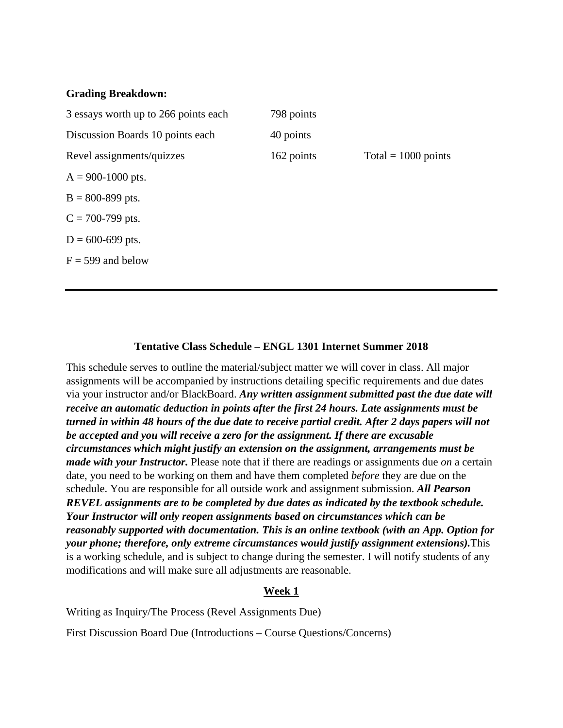**Grading Breakdown:**

| | | |
|---|---|---|
| 3 essays worth up to 266 points each | 798 points | |
| Discussion Boards 10 points each | 40 points | |
| Revel assignments/quizzes | 162 points | Total = 1000 points |

A = 900-1000 pts.

B = 800-899 pts.

C = 700-799 pts.

D = 600-699 pts.

F = 599 and below

---

**Tentative Class Schedule – ENGL 1301 Internet Summer 2018**

This schedule serves to outline the material/subject matter we will cover in class. All major assignments will be accompanied by instructions detailing specific requirements and due dates via your instructor and/or BlackBoard. ***Any written assignment submitted past the due date will receive an automatic deduction in points after the first 24 hours. Late assignments must be turned in within 48 hours of the due date to receive partial credit. After 2 days papers will not be accepted and you will receive a zero for the assignment. If there are excusable circumstances which might justify an extension on the assignment, arrangements must be made with your Instructor.*** Please note that if there are readings or assignments due *on* a certain date, you need to be working on them and have them completed *before* they are due on the schedule. You are responsible for all outside work and assignment submission. ***All Pearson REVEL assignments are to be completed by due dates as indicated by the textbook schedule. Your Instructor will only reopen assignments based on circumstances which can be reasonably supported with documentation. This is an online textbook (with an App. Option for your phone; therefore, only extreme circumstances would justify assignment extensions).*** This is a working schedule, and is subject to change during the semester. I will notify students of any modifications and will make sure all adjustments are reasonable.

**Week 1**

Writing as Inquiry/The Process (Revel Assignments Due)

First Discussion Board Due (Introductions – Course Questions/Concerns)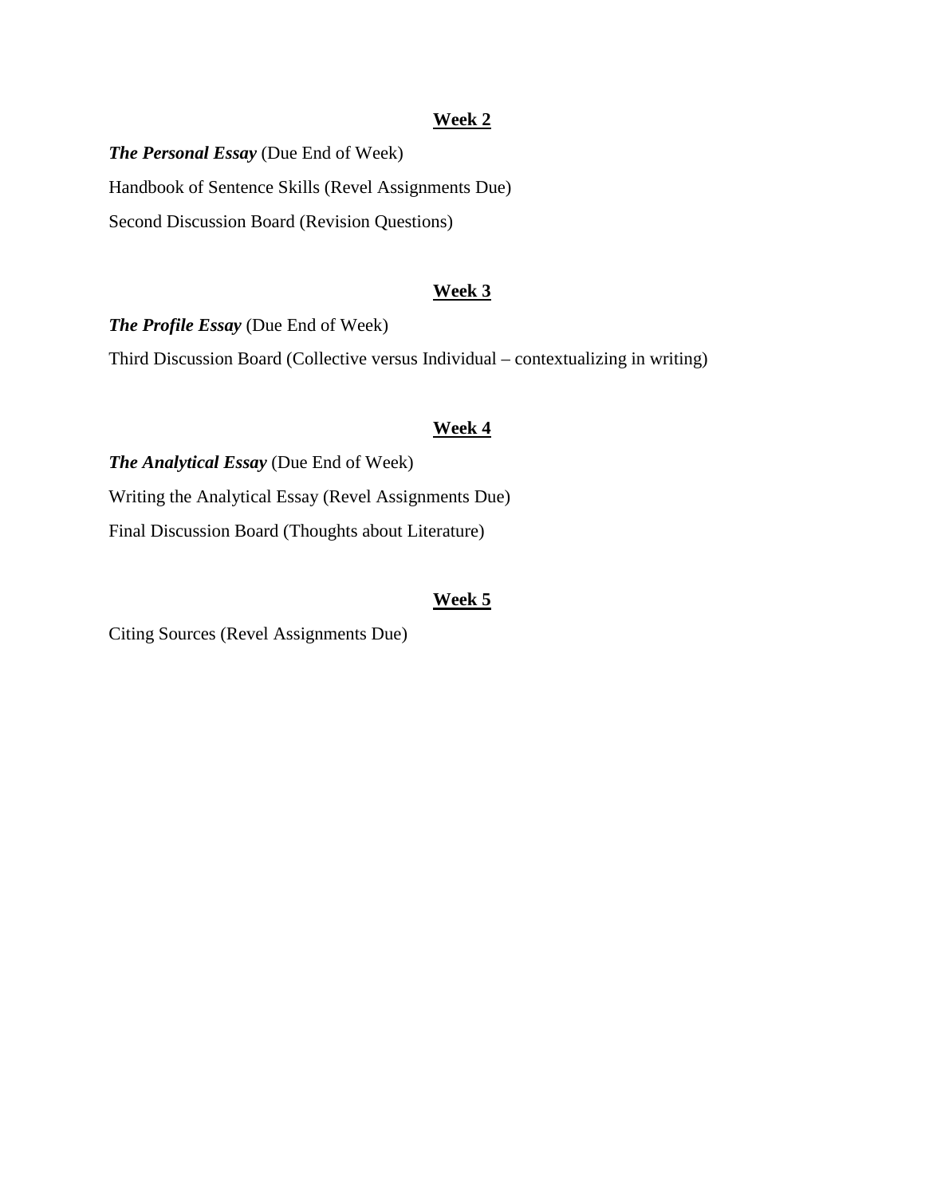**Week 2**

***The Personal Essay*** (Due End of Week)

Handbook of Sentence Skills (Revel Assignments Due)

Second Discussion Board (Revision Questions)

**Week 3**

***The Profile Essay*** (Due End of Week)

Third Discussion Board (Collective versus Individual – contextualizing in writing)

**Week 4**

***The Analytical Essay*** (Due End of Week)

Writing the Analytical Essay (Revel Assignments Due)

Final Discussion Board (Thoughts about Literature)

**Week 5**

Citing Sources (Revel Assignments Due)